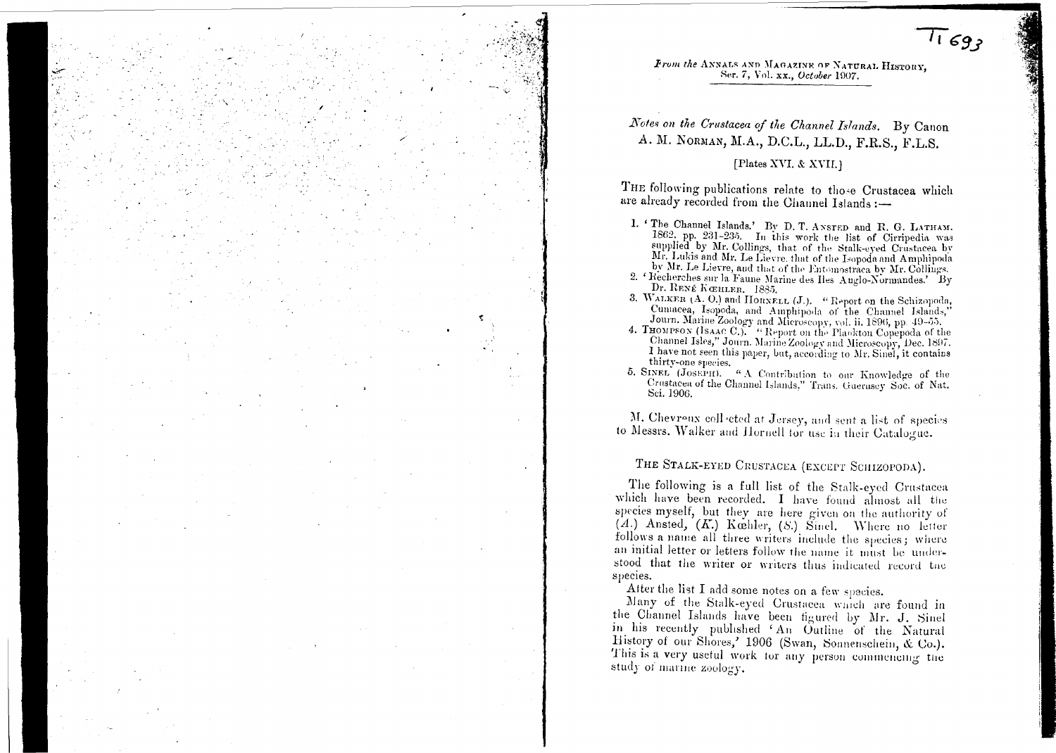Ti 693

*From the* ANNALS AND MAGAZINE OF NATURAL HISTORY, Ser. 7, Vol. xx., *October* 1907.

# *Notes on the Crustacea of the Channel Islands.* By Canon A. M. NORMAN, M.A., D.C.L., LL.D., F.R.S., F.L.S.

[Plates XVI. & XVII.]

THE following publications relate to those Crustacea which are already recorded from the Channel Islands :—

1. 'The Channel Islands.' By D. T. ANSTED and R. G. LATHAM. 1862, pp. 231–235. In this work the list of Cirripedia was supplied by Mr. Collings, that of the Stalk-eyed Crustacea by Mr. Lukis and Mr. Le Lievre, that of the Isopoda and Amphipoda by Mr. Le Lievre, and that of the Entomostraca by Mr. Collings.
2. 'Recherches sur la Faune Marine des Iles Anglo-Normandes.' By Dr. RENÉ KŒHLER. 1885.
3. WALKER (A. O.) and HORNELL (J.). "Report on the Schizopoda, Cumacea, Isopoda, and Amphipoda of the Channel Islands," Journ. Marine Zoology and Microscopy, vol. ii. 1896, pp. 49–55.
4. THOMPSON (ISAAC C.). "Report on the Plankton Copepoda of the Channel Isles," Journ. Marine Zoology and Microscopy, Dec. 1897. I have not seen this paper, but, according to Mr. Sinel, it contains thirty-one species.
5. SINEL (JOSEPH). "A Contribution to our Knowledge of the Crustacea of the Channel Islands," Trans. Guernsey Soc. of Nat. Sci. 1906.

M. Chevreux collected at Jersey, and sent a list of species to Messrs. Walker and Hornell for use in their Catalogue.

## THE STALK-EYED CRUSTACEA (EXCEPT SCHIZOPODA).

The following is a full list of the Stalk-eyed Crustacea which have been recorded. I have found almost all the species myself, but they are here given on the authority of (*A.*) Ansted, (*K.*) Kœhler, (*S.*) Sinel. Where no letter follows a name all three writers include the species; where an initial letter or letters follow the name it must be understood that the writer or writers thus indicated record the species.

After the list I add some notes on a few species.

Many of the Stalk-eyed Crustacea which are found in the Channel Islands have been figured by Mr. J. Sinel in his recently published 'An Outline of the Natural History of our Shores,' 1906 (Swan, Sonnenschein, & Co.). This is a very useful work for any person commencing the study of marine zoology.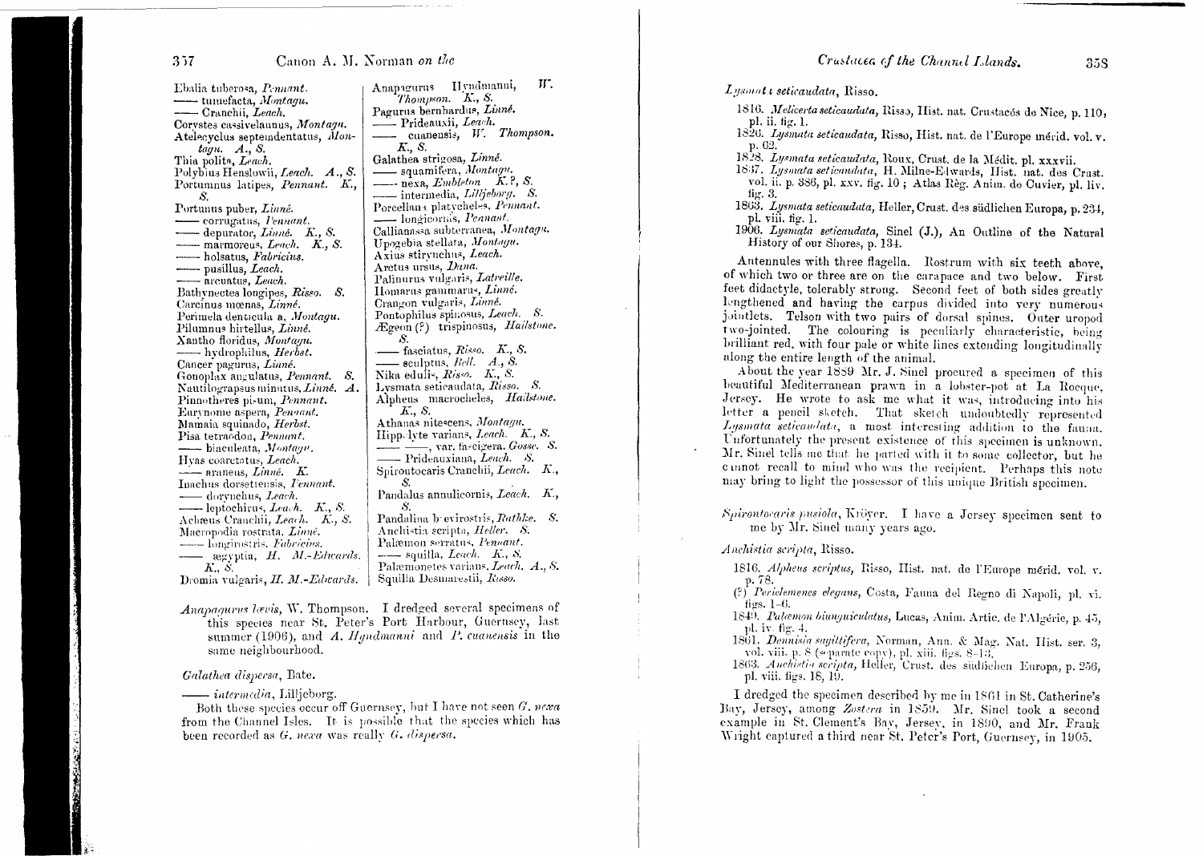Ebalia tuberosa, *Pennant.*
—— tumefacta, *Montagu.*
—— Cranchii, *Leach.*
Corystes cassivelaunus, *Montagu.*
Atelecyclus septemdentatus, *Montagu.* *A.*, *S.*
Thia polita, *Leach.*
Polybius Henslowii, *Leach.* *A.*, *S.*
Portumnus latipes, *Pennant.* *K.*, *S.*
Portunus puber, *Linné.*
—— corrugatus, *Pennant.*
—— depurator, *Linné.* *K.*, *S.*
—— marmoreus, *Leach.* *K.*, *S.*
—— holsatus, *Fabricius.*
—— pusillus, *Leach.*
—— arcuatus, *Leach.*
Bathynectes longipes, *Risso.* *S.*
Carcinus mœnas, *Linné.*
Pirimela denticulata, *Montagu.*
Pilumnus hirtellus, *Linné.*
Xantho floridus, *Montagu.*
—— hydrophilus, *Herbst.*
Cancer pagurus, *Linné.*
Gonoplax angulatus, *Pennant.* *S.*
Nautilograpsus minutus, *Linné.* *A.*
Pinnotheres pisum, *Pennant.*
Eurynome aspera, *Pennant.*
Mamaia squinado, *Herbst.*
Pisa tetraodon, *Pennant.*
—— biaculeata, *Montagu.*
Hyas coarctatus, *Leach.*
—— araneus, *Linné.* *K.*
Inachus dorsettensis, *Pennant.*
—— dorynchus, *Leach.*
—— leptochirus, *Leach.* *K.*, *S.*
Achæus Cranchii, *Leach.* *K.*, *S.*
Macropodia rostrata, *Linné.*
—— longirostris, *Fabricius.*
—— ægyptia, *H. M.-Edwards.* *K.*, *S.*
Dromia vulgaris, *H. M.-Edwards.*
Anapagurus Hyndmanni, *W. Thompson.* *K.*, *S.*
Pagurus bernhardus, *Linné.*
—— Prideauxii, *Leach.*
—— cuanensis, *W. Thompson.* *K.*, *S.*
Galathea strigosa, *Linné.*
—— squamifera, *Montagu.*
—— nexa, *Embleton* *K.?*, *S.*
—— intermedia, *Lilljeborg.* *S.*
Porcellana platycheles, *Pennant.*
—— longicornis, *Pennant.*
Callianassa subterranea, *Montagu.*
Upogebia stellata, *Montagu.*
Axius stirynchus, *Leach.*
Arctus ursus, *Dana.*
Palinurus vulgaris, *Latreille.*
Homarus gammarus, *Linné.*
Crangon vulgaris, *Linné.*
Pontophilus spinosus, *Leach.* *S.*
Ægeon (?) trispinosus, *Hailstone.* *S.*
—— fasciatus, *Risso.* *K.*, *S.*
—— sculptus, *Bell.* *A.*, *S.*
Nika edulis, *Risso.* *K.*, *S.*
Lysmata seticaudata, *Risso.* *S.*
Alpheus macrocheles, *Hailstone.* *K.*, *S.*
Athanas nitescens, *Montagu.*
Hippolyte varians, *Leach.* *K.*, *S.*
—— ——, var. fascigera. *Gosse.* *S.*
—— Prideauxiana, *Leach.* *S.*
Spirontocaris Cranchii, *Leach.* *K.*, *S.*
Pandalus annulicornis, *Leach.* *K.*, *S.*
Pandalina brevirostris, *Rathke.* *S.*
Anchistia scripta, *Heller.* *S.*
Palæmon serratus, *Pennant.*
—— squilla, *Leach.* *K.*, *S.*
Palæmonetes varians, *Leach.* *A.*, *S.*
Squilla Desmarestii, *Risso.*

*Anapagurus lævis*, W. Thompson. I dredged several specimens of this species near St. Peter's Port Harbour, Guernsey, last summer (1906), and *A. Hyndmanni* and *P. cuanensis* in the same neighbourhood.

*Galathea dispersa*, Bate.

—— *intermedia*, Lilljeborg.

Both these species occur off Guernsey, but I have not seen *G. nexa* from the Channel Isles. It is possible that the species which has been recorded as *G. nexa* was really *G. dispersa*.

*Lysmata seticaudata*, Risso.

1816. *Melicerta seticaudata*, Risso, Hist. nat. Crustacés de Nice, p. 110, pl. ii. fig. 1.
1826. *Lysmata seticaudata*, Risso, Hist. nat. de l'Europe mérid. vol. v. p. 62.
1828. *Lysmata seticaudata*, Roux, Crust. de la Médit. pl. xxxvii.
1837. *Lysmata seticaudata*, H. Milne-Edwards, Hist. nat. des Crust. vol. ii. p. 386, pl. xxv. fig. 10; Atlas Règ. Anim. de Cuvier, pl. liv. fig. 3.
1863. *Lysmata seticaudata*, Heller, Crust. des südlichen Europa, p. 234, pl. viii. fig. 1.
1906. *Lysmata seticaudata*, Sinel (J.), An Outline of the Natural History of our Shores, p. 134.

Antennules with three flagella. Rostrum with six teeth above, of which two or three are on the carapace and two below. First feet didactyle, tolerably strong. Second feet of both sides greatly lengthened and having the carpus divided into very numerous jointlets. Telson with two pairs of dorsal spines. Outer uropod two-jointed. The colouring is peculiarly characteristic, being brilliant red, with four pale or white lines extending longitudinally along the entire length of the animal.

About the year 1889 Mr. J. Sinel procured a specimen of this beautiful Mediterranean prawn in a lobster-pot at La Rocque, Jersey. He wrote to ask me what it was, introducing into his letter a pencil sketch. That sketch undoubtedly represented *Lysmata seticaudata*, a most interesting addition to the fauna. Unfortunately the present existence of this specimen is unknown. Mr. Sinel tells me that he parted with it to some collector, but he cannot recall to mind who was the recipient. Perhaps this note may bring to light the possessor of this unique British specimen.

*Spirontocaris pusiola*, Kröyer. I have a Jersey specimen sent to me by Mr. Sinel many years ago.

*Anchistia scripta*, Risso.

1816. *Alpheus scriptus*, Risso, Hist. nat. de l'Europe mérid. vol. v. p. 78.
(?) *Periclemenes elegans*, Costa, Fauna del Regno di Napoli, pl. vi. figs. 1–6.
1849. *Palæmon biunguiculatus*, Lucas, Anim. Artic. de l'Algérie, p. 45, pl. iv. fig. 4.
1861. *Dennisia sagittifera*, Norman, Ann. & Mag. Nat. Hist. ser. 3, vol. viii. p. 8 (separate copy), pl. xiii. figs. 8–13.
1863. *Anchistia scripta*, Heller, Crust. des südlichen Europa, p. 256, pl. viii. figs. 18, 19.

I dredged the specimen described by me in 1861 in St. Catherine's Bay, Jersey, among *Zostera* in 1859. Mr. Sinel took a second example in St. Clement's Bay, Jersey, in 1890, and Mr. Frank Wright captured a third near St. Peter's Port, Guernsey, in 1905.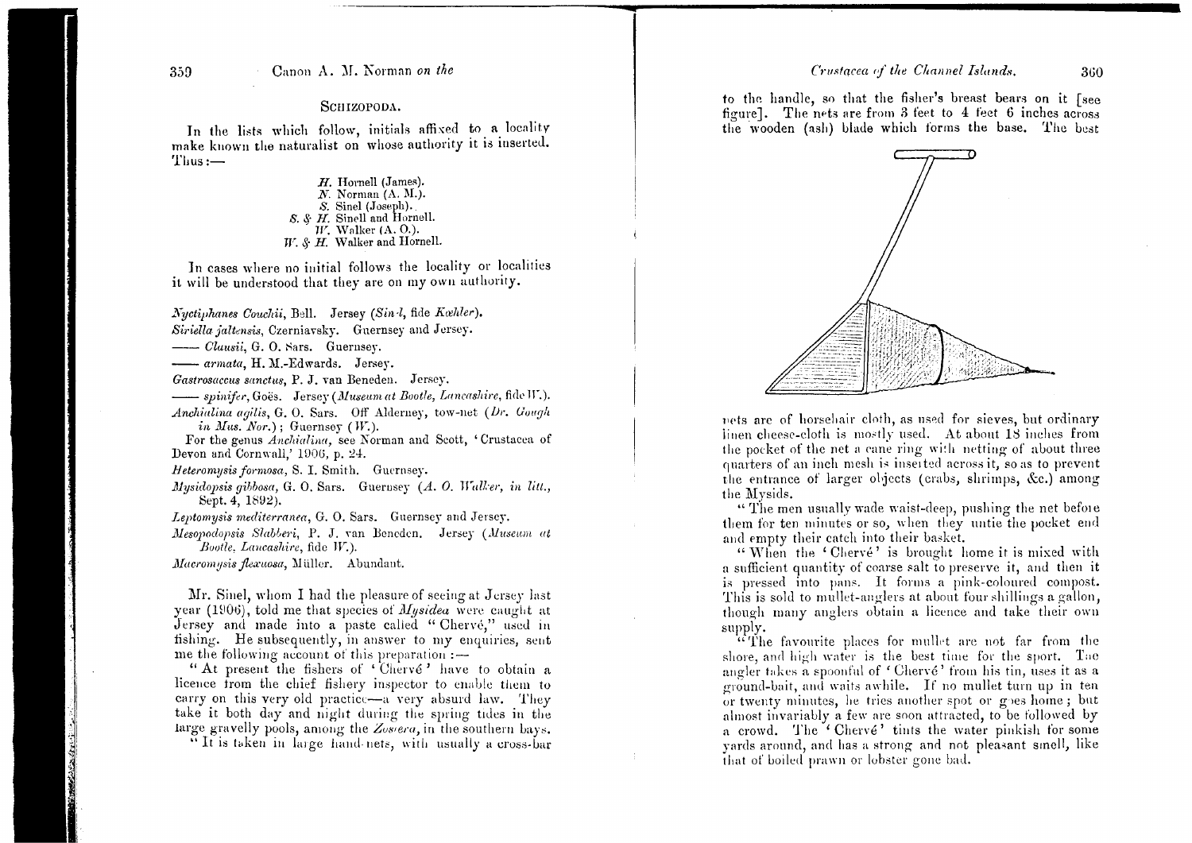## SCHIZOPODA.

In the lists which follow, initials affixed to a locality make known the naturalist on whose authority it is inserted. Thus:—

*H.* Hornell (James).
*N.* Norman (A. M.).
*S.* Sinel (Joseph).
*S. & H.* Sinell and Hornell.
*W.* Walker (A. O.).
*W. & H.* Walker and Hornell.

In cases where no initial follows the locality or localities it will be understood that they are on my own authority.

*Nyctiphanes Couchii*, Bell. Jersey (*Sinel*, *fide Kœhler*).
*Siriella jaltensis*, Czerniavsky. Guernsey and Jersey.
—— *Clausii*, G. O. Sars. Guernsey.
—— *armata*, H. M.-Edwards. Jersey.
*Gastrosaccus sanctus*, P. J. van Beneden. Jersey.
—— *spinifer*, Goës. Jersey (*Museum at Bootle, Lancashire*, fide *W.*).
*Anchialina agilis*, G. O. Sars. Off Alderney, tow-net (*Dr. Gough in Mus. Nor.*); Guernsey (*W.*).
For the genus *Anchialina*, see Norman and Scott, 'Crustacea of Devon and Cornwall,' 1906, p. 24.
*Heteromysis formosa*, S. I. Smith. Guernsey.
*Mysidopsis gibbosa*, G. O. Sars. Guernsey (*A. O. Walker, in litt.*, Sept. 4, 1892).
*Leptomysis mediterranea*, G. O. Sars. Guernsey and Jersey.
*Mesopodopsis Slabberi*, P. J. van Beneden. Jersey (*Museum at Bootle, Lancashire*, fide *W.*).
*Macromysis flexuosa*, Müller. Abundant.

Mr. Sinel, whom I had the pleasure of seeing at Jersey last year (1906), told me that species of *Mysidea* were caught at Jersey and made into a paste called "Chervé," used in fishing. He subsequently, in answer to my enquiries, sent me the following account of this preparation:—

"At present the fishers of 'Chervé' have to obtain a licence from the chief fishery inspector to enable them to carry on this very old practice—a very absurd law. They take it both day and night during the spring tides in the large gravelly pools, among the *Zostera*, in the southern bays.

"It is taken in large hand-nets, with usually a cross-bar to the handle, so that the fisher's breast bears on it [see figure]. The nets are from 3 feet to 4 feet 6 inches across the wooden (ash) blade which forms the base. The best nets are of horsehair cloth, as used for sieves, but ordinary linen cheese-cloth is mostly used. At about 18 inches from the pocket of the net a cane ring with netting of about three quarters of an inch mesh is inserted across it, so as to prevent the entrance of larger objects (crabs, shrimps, &c.) among the Mysids.

"The men usually wade waist-deep, pushing the net before them for ten minutes or so, when they untie the pocket end and empty their catch into their basket.

"When the 'Chervé' is brought home it is mixed with a sufficient quantity of coarse salt to preserve it, and then it is pressed into pans. It forms a pink-coloured compost. This is sold to mullet-anglers at about four shillings a gallon, though many anglers obtain a licence and take their own supply.

"The favourite places for mullet are not far from the shore, and high water is the best time for the sport. The angler takes a spoonful of 'Chervé' from his tin, uses it as a ground-bait, and waits awhile. If no mullet turn up in ten or twenty minutes, he tries another spot or goes home; but almost invariably a few are soon attracted, to be followed by a crowd. The 'Chervé' tints the water pinkish for some yards around, and has a strong and not pleasant smell, like that of boiled prawn or lobster gone bad.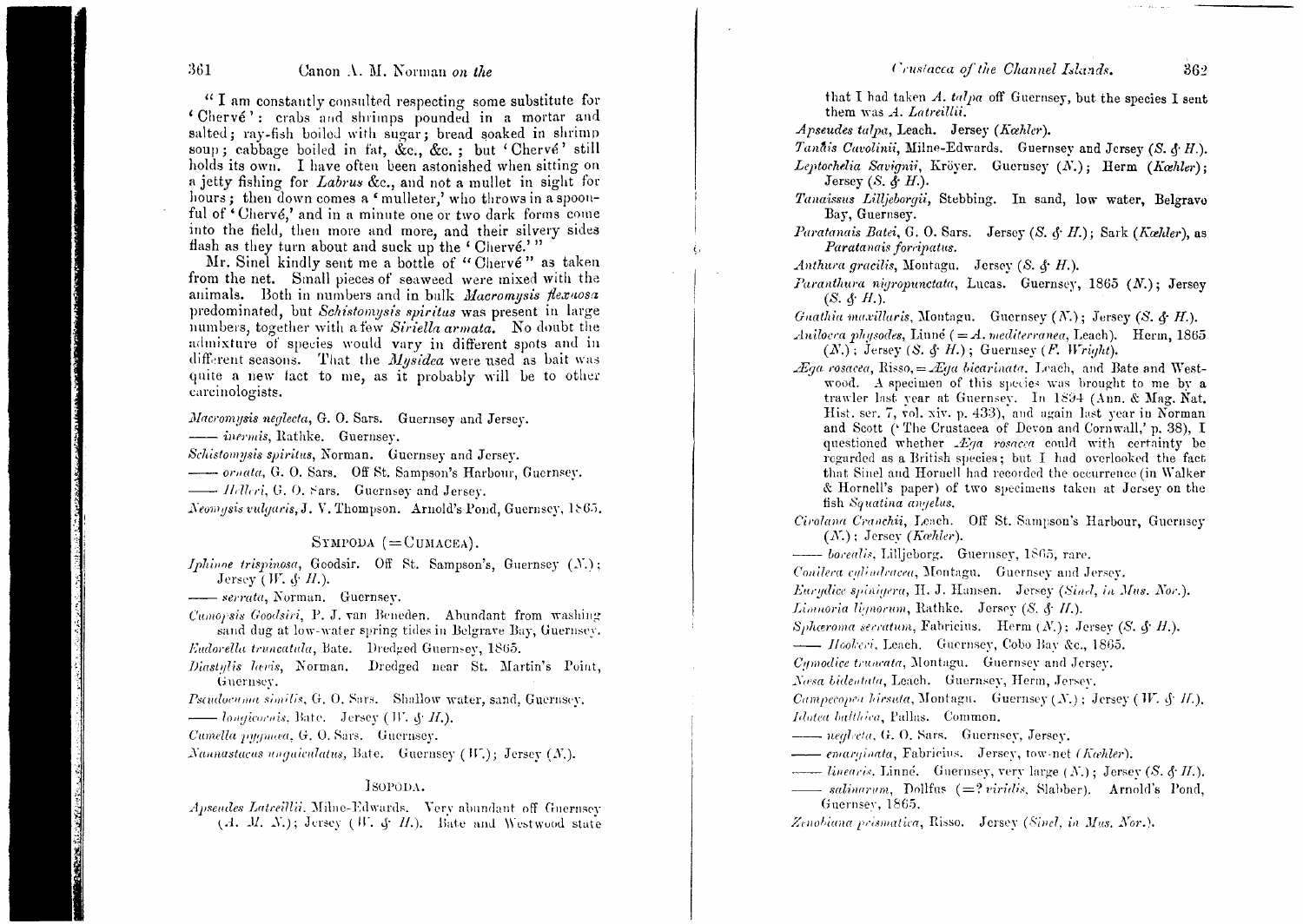"I am constantly consulted respecting some substitute for 'Chervé': crabs and shrimps pounded in a mortar and salted; ray-fish boiled with sugar; bread soaked in shrimp soup; cabbage boiled in fat, &c., &c.; but 'Chervé' still holds its own. I have often been astonished when sitting on a jetty fishing for *Labrus* &c., and not a mullet in sight for hours; then down comes a 'mulleter,' who throws in a spoonful of 'Chervé,' and in a minute one or two dark forms come into the field, then more and more, and their silvery sides flash as they turn about and suck up the 'Chervé.'"

Mr. Sinel kindly sent me a bottle of "Chervé" as taken from the net. Small pieces of seaweed were mixed with the animals. Both in numbers and in bulk *Macromysis flexuosa* predominated, but *Schistomysis spiritus* was present in large numbers, together with a few *Siriella armata*. No doubt the admixture of species would vary in different spots and in different seasons. That the *Mysidea* were used as bait was quite a new fact to me, as it probably will be to other carcinologists.

*Macromysis neglecta*, G. O. Sars. Guernsey and Jersey.

—— *inermis*, Rathke. Guernsey.

*Schistomysis spiritus*, Norman. Guernsey and Jersey.

—— *ornata*, G. O. Sars. Off St. Sampson's Harbour, Guernsey.

—— *Helleri*, G. O. Sars. Guernsey and Jersey.

*Neomysis vulgaris*, J. V. Thompson. Arnold's Pond, Guernsey, 1865.

## SYMPODA (=CUMACEA).

*Iphinoe trispinosa*, Goodsir. Off St. Sampson's, Guernsey (*N.*); Jersey (*W. & H.*).

—— *serrata*, Norman. Guernsey.

*Cumopsis Goodsiri*, P. J. van Beneden. Abundant from washing sand dug at low-water spring tides in Belgrave Bay, Guernsey.

*Eudorella truncatula*, Bate. Dredged Guernsey, 1865.

*Diastylis lævis*, Norman. Dredged near St. Martin's Point, Guernsey.

*Pseudocuma similis*, G. O. Sars. Shallow water, sand, Guernsey.

—— *longicornis*, Bate. Jersey (*W. & H.*).

*Cumella pygmæa*, G. O. Sars. Guernsey.

*Nannastacus unguiculatus*, Bate. Guernsey (*W.*); Jersey (*N.*).

## ISOPODA.

*Apseudes Latreillii*. Milne-Edwards. Very abundant off Guernsey (*A. M. N.*); Jersey (*W. & H.*). Bate and Westwood state that I had taken *A. talpa* off Guernsey, but the species I sent them was *A. Latreillii*.

*Apseudes talpa*, Leach. Jersey (*Kœhler*).

*Tanaïs Cavolinii*, Milne-Edwards. Guernsey and Jersey (*S. & H.*).

*Leptochelia Savignii*, Kröyer. Guernsey (*N.*); Herm (*Kœhler*); Jersey (*S. & H.*).

*Tanaissus Lilljeborgii*, Stebbing. In sand, low water, Belgrave Bay, Guernsey.

*Paratanais Batei*, G. O. Sars. Jersey (*S. & H.*); Sark (*Kœhler*), as *Paratanais forcipatus*.

*Anthura gracilis*, Montagu. Jersey (*S. & H.*).

*Paranthura nigropunctata*, Lucas. Guernsey, 1865 (*N.*); Jersey (*S. & H.*).

*Gnathia maxillaris*, Montagu. Guernsey (*N.*); Jersey (*S. & H.*).

*Anilocra physodes*, Linné (= *A. mediterranea*, Leach). Herm, 1865 (*N.*); Jersey (*S. & H.*); Guernsey (*F. Wright*).

*Æga rosacea*, Risso, = *Æga bicarinata*, Leach, and Bate and Westwood. A specimen of this species was brought to me by a trawler last year at Guernsey. In 1894 (Ann. & Mag. Nat. Hist. ser. 7, vol. xiv. p. 433), and again last year in Norman and Scott ('The Crustacea of Devon and Cornwall,' p. 38), I questioned whether *Æga rosacea* could with certainty be regarded as a British species; but I had overlooked the fact that Sinel and Hornell had recorded the occurrence (in Walker & Hornell's paper) of two specimens taken at Jersey on the fish *Squatina angelus*.

*Cirolana Cranchii*, Leach. Off St. Sampson's Harbour, Guernsey (*N.*); Jersey (*Kœhler*).

—— *borealis*, Lilljeborg. Guernsey, 1865, rare.

*Conilera cylindracea*, Montagu. Guernsey and Jersey.

*Eurydice spinigera*, H. J. Hansen. Jersey (*Sinel, in Mus. Nor.*).

*Limnoria lignorum*, Rathke. Jersey (*S. & H.*).

*Sphæroma serratum*, Fabricius. Herm (*N.*); Jersey (*S. & H.*).

—— *Hookeri*, Leach. Guernsey, Cobo Bay &c., 1865.

*Cymodice truncata*, Montagu. Guernsey and Jersey.

*Næsa bidentata*, Leach. Guernsey, Herm, Jersey.

*Campecopea hirsuta*, Montagu. Guernsey (*N.*); Jersey (*W. & H.*).

*Idotea balthica*, Pallas. Common.

—— *neglecta*, G. O. Sars. Guernsey, Jersey.

—— *emarginata*, Fabricius. Jersey, tow-net (*Kœhler*).

—— *linearis*, Linné. Guernsey, very large (*N.*); Jersey (*S. & H.*).

—— *salinarum*, Dollfus (=? *viridis*, Slabber). Arnold's Pond, Guernsey, 1865.

*Zenobiana prismatica*, Risso. Jersey (*Sinel, in Mus. Nor.*).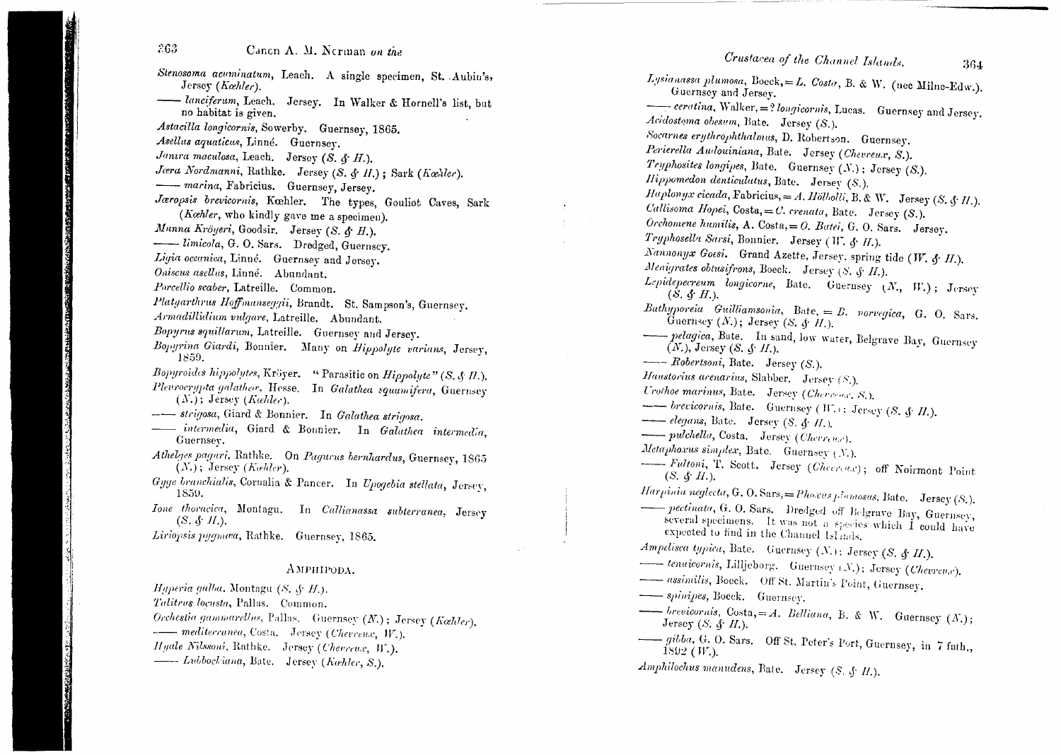*Stenosoma acuminatum*, Leach. A single specimen, St. Aubin's, Jersey (*Kœhler*).

—— *lanciferum*, Leach. Jersey. In Walker & Hornell's list, but no habitat is given.

*Astacilla longicornis*, Sowerby. Guernsey, 1865.

*Asellus aquaticus*, Linné. Guernsey.

*Janira maculosa*, Leach. Jersey (*S. & H.*).

*Jæra Nordmanni*, Rathke. Jersey (*S. & H.*); Sark (*Kœhler*).

—— *marina*, Fabricius. Guernsey, Jersey.

*Jæropsis brevicornis*, Kœhler. The types, Gouliot Caves, Sark (*Kœhler*, who kindly gave me a specimen).

*Munna Kröyeri*, Goodsir. Jersey (*S. & H.*).

—— *limicola*, G. O. Sars. Dredged, Guernsey.

*Ligia oceanica*, Linné. Guernsey and Jersey.

*Oniscus asellus*, Linné. Abundant.

*Porcellio scaber*, Latreille. Common.

*Platyarthrus Hoffmanseggii*, Brandt. St. Sampson's, Guernsey.

*Armadillidium vulgare*, Latreille. Abundant.

*Bopyrus squillarum*, Latreille. Guernsey and Jersey.

*Bopyrina Giardi*, Bonnier. Many on *Hippolyte varians*, Jersey, 1859.

*Bopyroides hippolytes*, Kröyer. "Parasitic on *Hippolyte*" (*S. & H.*).

*Pleurocrypta galatheæ*, Hesse. In *Galathea squamifera*, Guernsey (*N.*); Jersey (*Kœhler*).

—— *strigosa*, Giard & Bonnier. In *Galathea strigosa*.

—— *intermedia*, Giard & Bonnier. In *Galathea intermedia*, Guernsey.

*Athelges paguri*, Rathke. On *Pagurus bernhardus*, Guernsey, 1865 (*N.*); Jersey (*Kœhler*).

*Gyge branchialis*, Cornalia & Pancer. In *Upogebia stellata*, Jersey, 1859.

*Ione thoracica*, Montagu. In *Callianassa subterranea*, Jersey (*S. & H.*).

*Liriopsis pygmæa*, Rathke. Guernsey, 1865.

## Amphipoda.

*Hyperia galba*, Montagu (*S. & H.*).

*Talitrus locusta*, Pallas. Common.

*Orchestia gammarellus*, Pallas. Guernsey (*N.*); Jersey (*Kœhler*).

—— *mediterranea*, Costa. Jersey (*Chevreux*, *W.*).

*Hyale Nilssoni*, Rathke. Jersey (*Chevreux*, *W.*).

—— *Lubbockiana*, Bate. Jersey (*Kœhler*, *S.*).

*Lysianassa plumosa*, Boeck, = *L. Costæ*, B. & W. (nec Milne-Edw.). Guernsey and Jersey.

—— *ceratina*, Walker, = ? *longicornis*, Lucas. Guernsey and Jersey.

*Acidostoma obesum*, Bate. Jersey (*S.*).

*Socarnes erythrophthalmus*, D. Robertson. Guernsey.

*Perierella Audouiniana*, Bate. Jersey (*Chevreux*, *S.*).

*Tryphosites longipes*, Bate. Guernsey (*N.*); Jersey (*S.*).

*Hippomedon denticulatus*, Bate. Jersey (*S.*).

*Haplonyx cicada*, Fabricius, = *A. Hölbolli*, B. & W. Jersey (*S. & H.*).

*Callisoma Hopei*, Costa, = *C. crenata*, Bate. Jersey (*S.*).

*Orchomene humilis*, A. Costa, = *O. Batei*, G. O. Sars. Jersey.

*Tryphosella Sarsi*, Bonnier. Jersey (*W. & H.*).

*Nannonyx Goesi*. Grand Azette, Jersey, spring tide (*W. & H.*).

*Menigrates obtusifrons*, Boeck. Jersey (*S. & H.*).

*Lepidepecreum longicorne*, Bate. Guernsey (*N.*, *W.*); Jersey (*S. & H.*).

*Bathyporeia Guilliamsonia*, Bate, = *B. norvegica*, G. O. Sars. Guernsey (*N.*); Jersey (*S. & H.*).

—— *pelagica*, Bate. In sand, low water, Belgrave Bay, Guernsey (*N.*), Jersey (*S. & H.*).

—— *Robertsoni*, Bate. Jersey (*S.*).

*Haustorius arenarius*, Slabber. Jersey (*S.*).

*Urothoe marinus*, Bate. Jersey (*Chevreux*, *S.*).

—— *brevicornis*, Bate. Guernsey (*W.*); Jersey (*S. & H.*).

—— *elegans*, Bate. Jersey (*S. & H.*).

—— *pulchella*, Costa. Jersey (*Chevreux*).

*Metaphoxus simplex*, Bate. Guernsey (*N.*).

—— *Fultoni*, T. Scott. Jersey (*Chevreux*); off Noirmont Point (*S. & H.*).

*Harpinia neglecta*, G. O. Sars, = *Phoxus plumosus*, Bate. Jersey (*S.*).

—— *pectinata*, G. O. Sars. Dredged off Belgrave Bay, Guernsey, several specimens. It was not a species which I could have expected to find in the Channel Islands.

*Ampelisca typica*, Bate. Guernsey (*N.*); Jersey (*S. & H.*).

—— *tenuicornis*, Lilljeborg. Guernsey (*N.*); Jersey (*Chevreux*).

—— *assimilis*, Boeck. Off St. Martin's Point, Guernsey.

—— *spinipes*, Boeck. Guernsey.

—— *brevicornis*, Costa, = *A. Belliana*, B. & W. Guernsey (*N.*); Jersey (*S. & H.*).

—— *gibba*, G. O. Sars. Off St. Peter's Port, Guernsey, in 7 fath., 1892 (*W.*).

*Amphilochus manudens*, Bate. Jersey (*S. & H.*).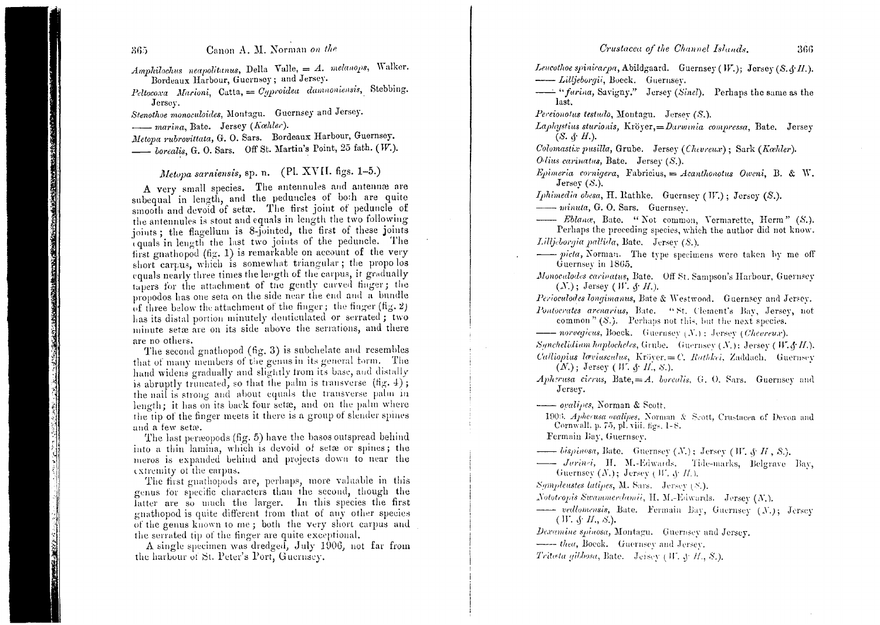*Amphilochus neapolitanus*, Della Valle, = *A. melanops*, Walker. Bordeaux Harbour, Guernsey; and Jersey.

*Peltocoxa Marioni*, Catta, = *Cyproidea damnoniensis*, Stebbing. Jersey.

*Stenothoe monoculoides*, Montagu. Guernsey and Jersey.

—— *marina*, Bate. Jersey (*Kœhler*).

*Metopa rubrovittata*, G. O. Sars. Bordeaux Harbour, Guernsey.

—— *borealis*, G. O. Sars. Off St. Martin's Point, 25 fath. (*W.*).

### *Metopa sarniensis*, sp. n. (Pl. XVII. figs. 1–5.)

A very small species. The antennules and antennæ are subequal in length, and the peduncles of both are quite smooth and devoid of setæ. The first joint of peduncle of the antennules is stout and equals in length the two following joints; the flagellum is 8-jointed, the first of these joints equals in length the last two joints of the peduncle. The first gnathopod (fig. 1) is remarkable on account of the very short carpus, which is somewhat triangular; the propodos equals nearly three times the length of the carpus, it gradually tapers for the attachment of the gently curved finger; the propodos has one seta on the side near the end and a bundle of three below the attachment of the finger; the finger (fig. 2) has its distal portion minutely denticulated or serrated; two minute setæ are on its side above the serrations, and there are no others.

The second gnathopod (fig. 3) is subchelate and resembles that of many members of the genus in its general form. The hand widens gradually and slightly from its base, and distally is abruptly truncated, so that the palm is transverse (fig. 4); the nail is strong and about equals the transverse palm in length; it has on its back four setæ, and on the palm where the tip of the finger meets it there is a group of slender spines and a few setæ.

The last peræopods (fig. 5) have the basos outspread behind into a thin lamina, which is devoid of setæ or spines; the meros is expanded behind and projects down to near the extremity of the carpus.

The first gnathopods are, perhaps, more valuable in this genus for specific characters than the second, though the latter are so much the larger. In this species the first gnathopod is quite different from that of any other species of the genus known to me; both the very short carpus and the serrated tip of the finger are quite exceptional.

A single specimen was dredged, July 1906, not far from the harbour of St. Peter's Port, Guernsey.

*Leucothoe spinicarpa*, Abildgaard. Guernsey (*W.*); Jersey (*S. & H.*).

—— *Lilljeborgii*, Boeck. Guernsey.

—— "*furina*, Savigny." Jersey (*Sinel*). Perhaps the same as the last.

*Pereionotus testudo*, Montagu. Jersey (*S.*).

*Laphystius sturionis*, Kröyer, = *Darwinia compressa*, Bate. Jersey (*S. & H.*).

*Colomastix pusilla*, Grube. Jersey (*Chevreux*); Sark (*Kœhler*).

*Odius carinatus*, Bate. Jersey (*S.*).

*Epimeria cornigera*, Fabricius, = *Acanthonotus Oweni*, B. & W. Jersey (*S.*).

*Iphimedia obesa*, H. Rathke. Guernsey (*W.*); Jersey (*S.*).

—— *minuta*, G. O. Sars. Guernsey.

—— *Eblanæ*, Bate. "Not common, Vermarette, Herm" (*S.*). Perhaps the preceding species, which the author did not know.

*Lilljeborgia pallida*, Bate. Jersey (*S.*).

—— *picta*, Norman. The type specimens were taken by me off Guernsey in 1865.

*Monoculodes carinatus*, Bate. Off St. Sampson's Harbour, Guernsey (*N.*); Jersey (*W. & H.*).

*Perioculodes longimanus*, Bate & Westwood. Guernsey and Jersey.

*Pontocrates arenarius*, Bate. "St. Clement's Bay, Jersey, not common" (*S.*). Perhaps not this, but the next species.

—— *norvegicus*, Boeck. Guernsey (*N.*); Jersey (*Chevreux*).

*Synchelidium haplocheles*, Grube. Guernsey (*N.*); Jersey (*W. & H.*).

*Calliopius læviusculus*, Kröyer, = *C. Rathkei*, Zaddach. Guernsey (*N.*); Jersey (*W. & H.*, *S.*).

*Apherusa cirrus*, Bate, = *A. borealis*, G. O. Sars. Guernsey and Jersey.

—— *ovalipes*, Norman & Scott.

1906. *Apherusa ovalipes*, Norman & Scott, Crustacea of Devon and Cornwall, p. 75, pl. viii. figs. 1–8.

Fermain Bay, Guernsey.

—— *bispinosa*, Bate. Guernsey (*N.*); Jersey (*W. & H.*, *S.*).

—— *Jurinei*, H. M.-Edwards. Tide-marks, Belgrave Bay, Guernsey (*N.*); Jersey (*W. & H.*).

*Sympleustes latipes*, M. Sars. Jersey (*S.*).

*Nototropis Swammerdamii*, H. M.-Edwards. Jersey (*N.*).

—— *vedlomensis*, Bate. Fermain Bay, Guernsey (*N.*); Jersey (*W. & H.*, *S.*).

*Dexamine spinosa*, Montagu. Guernsey and Jersey.

—— *thea*, Boeck. Guernsey and Jersey.

*Tritæta gibbosa*, Bate. Jersey (*W. & H.*, *S.*).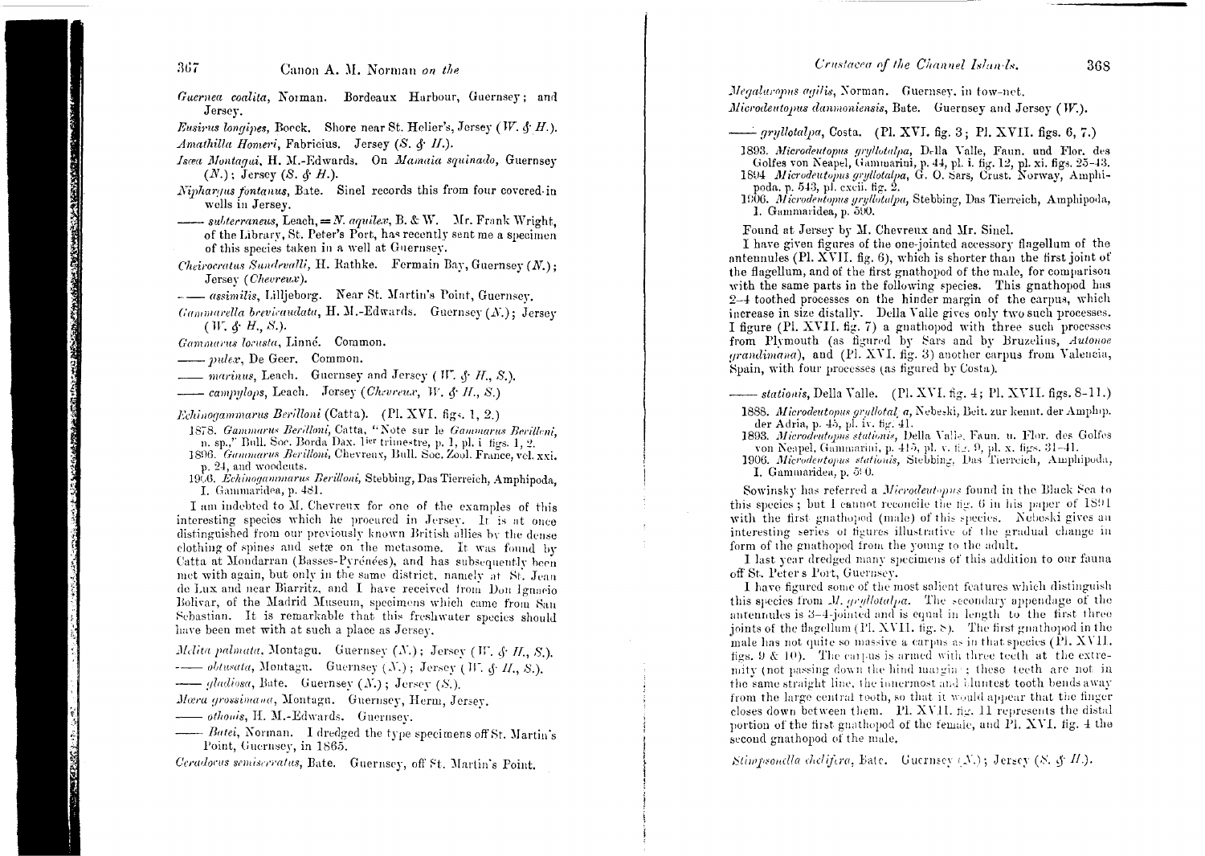*Guernea coalita*, Norman. Bordeaux Harbour, Guernsey; and Jersey.

*Eusirus longipes*, Boeck. Shore near St. Helier's, Jersey (*W. & H.*).

*Amathilla Homeri*, Fabricius. Jersey (*S. & H.*).

*Isæa Montagui*, H. M.-Edwards. On *Mamaia squinado*, Guernsey (*N.*); Jersey (*S. & H.*).

*Niphargus fontanus*, Bate. Sinel records this from four covered-in wells in Jersey.

—— *subterraneus*, Leach, = *N. aquilex*, B. & W. Mr. Frank Wright, of the Library, St. Peter's Port, has recently sent me a specimen of this species taken in a well at Guernsey.

*Cheirocratus Sundevalli*, H. Rathke. Fermain Bay, Guernsey (*N.*); Jersey (*Chevreux*).

—— *assimilis*, Lilljeborg. Near St. Martin's Point, Guernsey.

*Gammarella brevicaudata*, H. M.-Edwards. Guernsey (*N.*); Jersey (*W. & H., S.*).

*Gammarus locusta*, Linné. Common.

—— *pulex*, De Geer. Common.

—— *marinus*, Leach. Guernsey and Jersey (*W. & H., S.*).

—— *campylops*, Leach. Jersey (*Chevreux, W. & H., S.*)

*Echinogammarus Berilloni* (Catta). (Pl. XVI. figs. 1, 2.)

1878. *Gammarus Berilloni*, Catta, "Note sur le *Gammarus Berilloni*, n. sp.," Bull. Soc. Borda Dax. 1ier trimestre, p. 1, pl. i figs. 1, 2.
1896. *Gammarus Berilloni*, Chevreux, Bull. Soc. Zool. France, vol. xxi. p. 24, and woodcuts.
1906. *Echinogammarus Berilloni*, Stebbing, Das Tierreich, Amphipoda, I. Gammaridea, p. 481.

I am indebted to M. Chevreux for one of the examples of this interesting species which he procured in Jersey. It is at once distinguished from our previously known British allies by the dense clothing of spines and setæ on the metasome. It was found by Catta at Mondarran (Basses-Pyrénées), and has subsequently been met with again, but only in the same district, namely at St. Jean de Lux and near Biarritz, and I have received from Don Ignacio Bolivar, of the Madrid Museum, specimens which came from San Sebastian. It is remarkable that this freshwater species should have been met with at such a place as Jersey.

*Melita palmata*, Montagu. Guernsey (*N.*); Jersey (*W. & H., S.*).

—— *obtusata*, Montagu. Guernsey (*N.*); Jersey (*W. & H., S.*).

—— *gladiosa*, Bate. Guernsey (*N.*); Jersey (*S.*).

*Mæra grossimana*, Montagu. Guernsey, Herm, Jersey.

—— *othonis*, H. M.-Edwards. Guernsey.

—— *Batei*, Norman. I dredged the type specimens off St. Martin's Point, Guernsey, in 1865.

*Ceradocus semiserratus*, Bate. Guernsey, off St. Martin's Point.

*Megaluropus agilis*, Norman. Guernsey, in tow-net.

*Microdeutopus damnoniensis*, Bate. Guernsey and Jersey (*W.*).

—— *gryllotalpa*, Costa. (Pl. XVI. fig. 3; Pl. XVII. figs. 6, 7.)

1893. *Microdeutopus gryllotalpa*, Della Valle, Faun. und Flor. des Golfes von Neapel, Gammarini, p. 44, pl. i. fig. 12, pl. xi. figs. 25–43.
1894. *Microdeutopus gryllotalpa*, G. O. Sars, Crust. Norway, Amphipoda, p. 543, pl. cxcii. fig. 2.
1906. *Microdeutopus gryllotalpa*, Stebbing, Das Tierreich, Amphipoda, I. Gammaridea, p. 500.

Found at Jersey by M. Chevreux and Mr. Sinel.

I have given figures of the one-jointed accessory flagellum of the antennules (Pl. XVII. fig. 6), which is shorter than the first joint of the flagellum, and of the first gnathopod of the male, for comparison with the same parts in the following species. This gnathopod has 2–4 toothed processes on the hinder margin of the carpus, which increase in size distally. Della Valle gives only two such processes. I figure (Pl. XVII. fig. 7) a gnathopod with three such processes from Plymouth (as figured by Sars and by Bruzelius, *Autonoe grandimana*), and (Pl. XVI. fig. 3) another carpus from Valencia, Spain, with four processes (as figured by Costa).

—— *stationis*, Della Valle. (Pl. XVI. fig. 4; Pl. XVII. figs. 8–11.)

1888. *Microdeutopus gryllotal. a*, Nebeski, Beit. zur kennt. der Amphip. der Adria, p. 45, pl. iv. fig. 41.
1893. *Microdeutopus stationis*, Della Valle, Faun. u. Flor. des Golfes von Neapel, Gammarini, p. 415, pl. v. fig. 9, pl. x. figs. 31–41.
1906. *Microdeutopus stationis*, Stebbing, Das Tierreich, Amphipoda, I. Gammaridea, p. 500.

Sowinsky has referred a *Microdeutopus* found in the Black Sea to this species; but I cannot reconcile the fig. 6 in his paper of 1891 with the first gnathopod (male) of this species. Nebeski gives an interesting series of figures illustrative of the gradual change in form of the gnathopod from the young to the adult.

I last year dredged many specimens of this addition to our fauna off St. Peter's Port, Guernsey.

I have figured some of the most salient features which distinguish this species from *M. gryllotalpa*. The secondary appendage of the antennules is 3–4-jointed and is equal in length to the first three joints of the flagellum (Pl. XVII. fig. 8). The first gnathopod in the male has not quite so massive a carpus as in that species (Pl. XVII. figs. 9 & 10). The carpus is armed with three teeth at the extremity (not passing down the hind margin); these teeth are not in the same straight line, the innermost and bluntest tooth bends away from the large central tooth, so that it would appear that the finger closes down between them. Pl. XVII. fig. 11 represents the distal portion of the first gnathopod of the female, and Pl. XVI. fig. 4 the second gnathopod of the male.

*Stimpsonella chelifera*, Bate. Guernsey (*N.*); Jersey (*S. & H.*).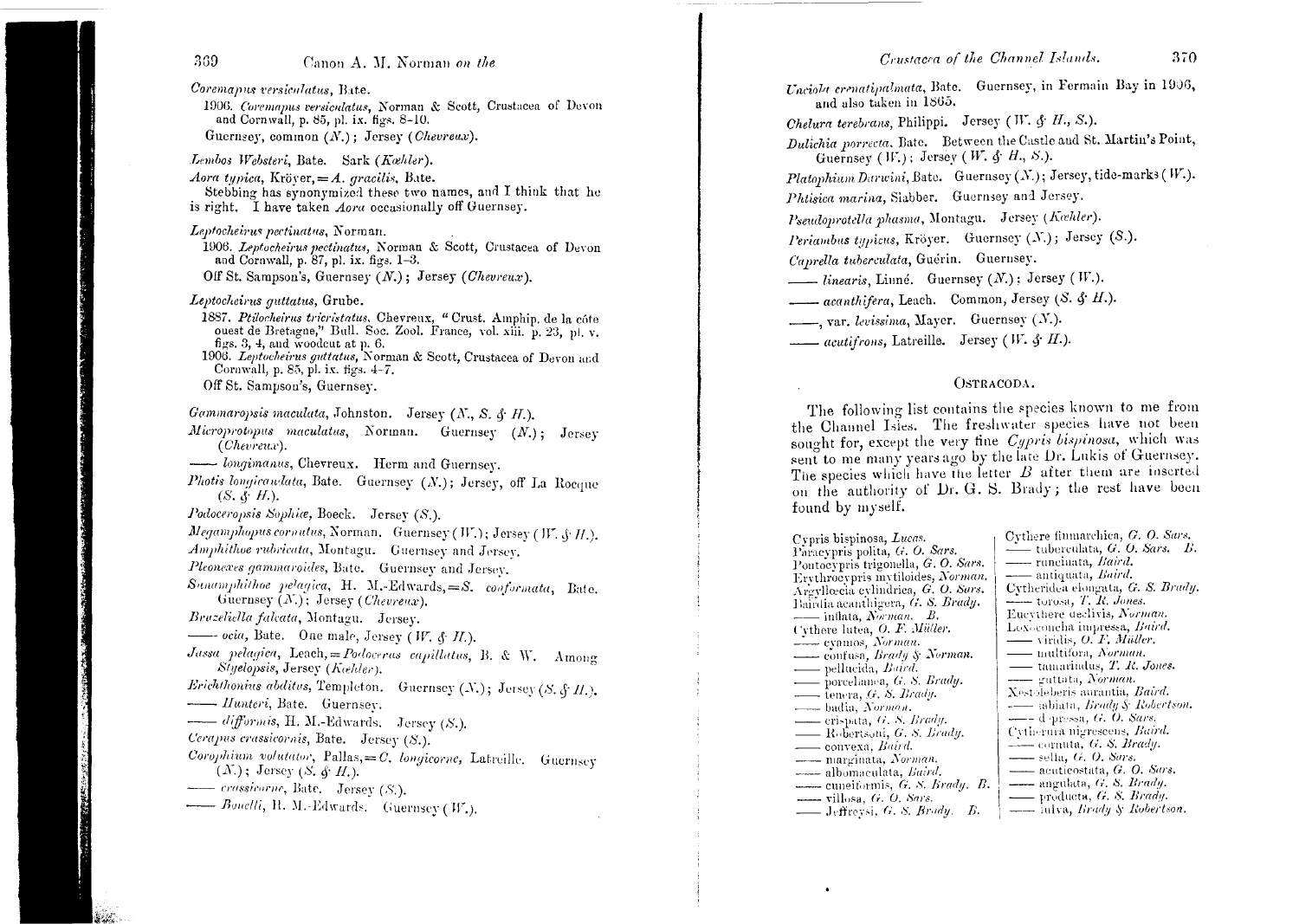*Coremapus versiculatus*, Bate.

1906. *Coremapus versiculatus*, Norman & Scott, Crustacea of Devon and Cornwall, p. 85, pl. ix. figs. 8–10.

Guernsey, common (*N.*); Jersey (*Chevreux*).

*Lembos Websteri*, Bate. Sark (*Kœhler*).

*Aora typica*, Kröyer, = *A. gracilis*, Bate.

Stebbing has synonymized these two names, and I think that he is right. I have taken *Aora* occasionally off Guernsey.

*Leptocheirus pectinatus*, Norman.

1906. *Leptocheirus pectinatus*, Norman & Scott, Crustacea of Devon and Cornwall, p. 87, pl. ix. figs. 1–3.

Off St. Sampson's, Guernsey (*N.*); Jersey (*Chevreux*).

*Leptocheirus guttatus*, Grube.

1887. *Ptilocheirus tricristatus*, Chevreux, "Crust. Amphip. de la côte ouest de Bretagne," Bull. Soc. Zool. France, vol. xiii. p. 23, pl. v. figs. 3, 4, and woodcut at p. 6.

1906. *Leptocheirus guttatus*, Norman & Scott, Crustacea of Devon and Cornwall, p. 85, pl. ix. figs. 4–7.

Off St. Sampson's, Guernsey.

*Gammaropsis maculata*, Johnston. Jersey (*N.*, *S.* & *H.*).

*Microprotopus maculatus*, Norman. Guernsey (*N.*); Jersey (*Chevreux*).

—— *longimanus*, Chevreux. Herm and Guernsey.

*Photis longicaudata*, Bate. Guernsey (*N.*); Jersey, off La Rocque (*S.* & *H.*).

*Podoceropsis Sophiæ*, Boeck. Jersey (*S.*).

*Megamphopus cornutus*, Norman. Guernsey (*W.*); Jersey (*W.* & *H.*).

*Amphithoe rubricata*, Montagu. Guernsey and Jersey.

*Pleonexes gammaroides*, Bate. Guernsey and Jersey.

*Sunamphithoe pelagica*, H. M.-Edwards, = *S. conformata*, Bate. Guernsey (*N.*); Jersey (*Chevreux*).

*Bruzeliella falcata*, Montagu. Jersey.

—— *ocia*, Bate. One male, Jersey (*W.* & *H.*).

*Jassa pelagica*, Leach, = *Podocerus capillatus*, R. & W. Among *Styelopsis*, Jersey (*Kœhler*).

*Erichthonius abditus*, Templeton. Guernsey (*N.*); Jersey (*S.* & *H.*).

—— *Hunteri*, Bate. Guernsey.

—— *difformis*, H. M.-Edwards. Jersey (*S.*).

*Cerapus crassicornis*, Bate. Jersey (*S.*).

*Corophium volutator*, Pallas, = *C. longicorne*, Latreille. Guernsey (*N.*); Jersey (*S.* & *H.*).

—— *crassicorne*, Bate. Jersey (*S.*).

—— *Bonelli*, H. M.-Edwards. Guernsey (*W.*).

*Unciola crenatipalmata*, Bate. Guernsey, in Fermain Bay in 1906, and also taken in 1865.

*Chelura terebrans*, Philippi. Jersey (*W.* & *H.*, *S.*).

*Dulichia porrecta*, Bate. Between the Castle and St. Martin's Point, Guernsey (*W.*); Jersey (*W.* & *H.*, *S.*).

*Platophium Darwini*, Bate. Guernsey (*N.*); Jersey, tide-marks (*W.*).

*Phtisica marina*, Slabber. Guernsey and Jersey.

*Pseudoprotella phasma*, Montagu. Jersey (*Kœhler*).

*Periambus typicus*, Kröyer. Guernsey (*N.*); Jersey (*S.*).

*Caprella tuberculata*, Guérin. Guernsey.

—— *linearis*, Linné. Guernsey (*N.*); Jersey (*W.*).

—— *acanthifera*, Leach. Common, Jersey (*S.* & *H.*).

——, var. *levissima*, Mayer. Guernsey (*N.*).

—— *acutifrons*, Latreille. Jersey (*W.* & *H.*).

## Ostracoda.

The following list contains the species known to me from the Channel Isles. The freshwater species have not been sought for, except the very fine *Cypris bispinosa*, which was sent to me many years ago by the late Dr. Lukis of Guernsey. The species which have the letter *B* after them are inserted on the authority of Dr. G. S. Brady; the rest have been found by myself.

- Cypris bispinosa, *Lucas*.
- Paracypris polita, *G. O. Sars*.
- Pontocypris trigonella, *G. O. Sars*.
- Erythrocypris mytiloides, *Norman*.
- Argyllœcia cylindrica, *G. O. Sars*.
- Bairdia acanthigera, *G. S. Brady*.
- —— inflata, *Norman*. *B.*
- Cythere lutea, *O. F. Müller*.
- —— cyamos, *Norman*.
- —— confusa, *Brady & Norman*.
- —— pellucida, *Baird*.
- —— porcelanea, *G. S. Brady*.
- —— tenera, *G. S. Brady*.
- —— badia, *Norman*.
- —— crispata, *G. S. Brady*.
- —— Robertsoni, *G. S. Brady*.
- —— convexa, *Baird*.
- —— marginata, *Norman*.
- —— albomaculata, *Baird*.
- —— cuneiformis, *G. S. Brady*. *B.*
- —— villosa, *G. O. Sars*.
- —— Jeffreysi, *G. S. Brady*. *B.*
- Cythere finmarchica, *G. O. Sars*.
- —— tuberculata, *G. O. Sars*. *B.*
- —— runcinata, *Baird*.
- —— antiquata, *Baird*.
- Cytheridea elongata, *G. S. Brady*.
- —— torosa, *T. R. Jones*.
- Eucythere declivis, *Norman*.
- Loxoconcha impressa, *Baird*.
- —— viridis, *O. F. Müller*.
- —— multifora, *Norman*.
- —— tamarindus, *T. R. Jones*.
- —— guttata, *Norman*.
- Xestoleberis aurantia, *Baird*.
- —— labiata, *Brady & Robertson*.
- —— depressa, *G. O. Sars*.
- Cytherura nigrescens, *Baird*.
- —— cornuta, *G. S. Brady*.
- —— sella, *G. O. Sars*.
- —— acuticostata, *G. O. Sars*.
- —— angulata, *G. S. Brady*.
- —— producta, *G. S. Brady*.
- —— fulva, *Brady & Robertson*.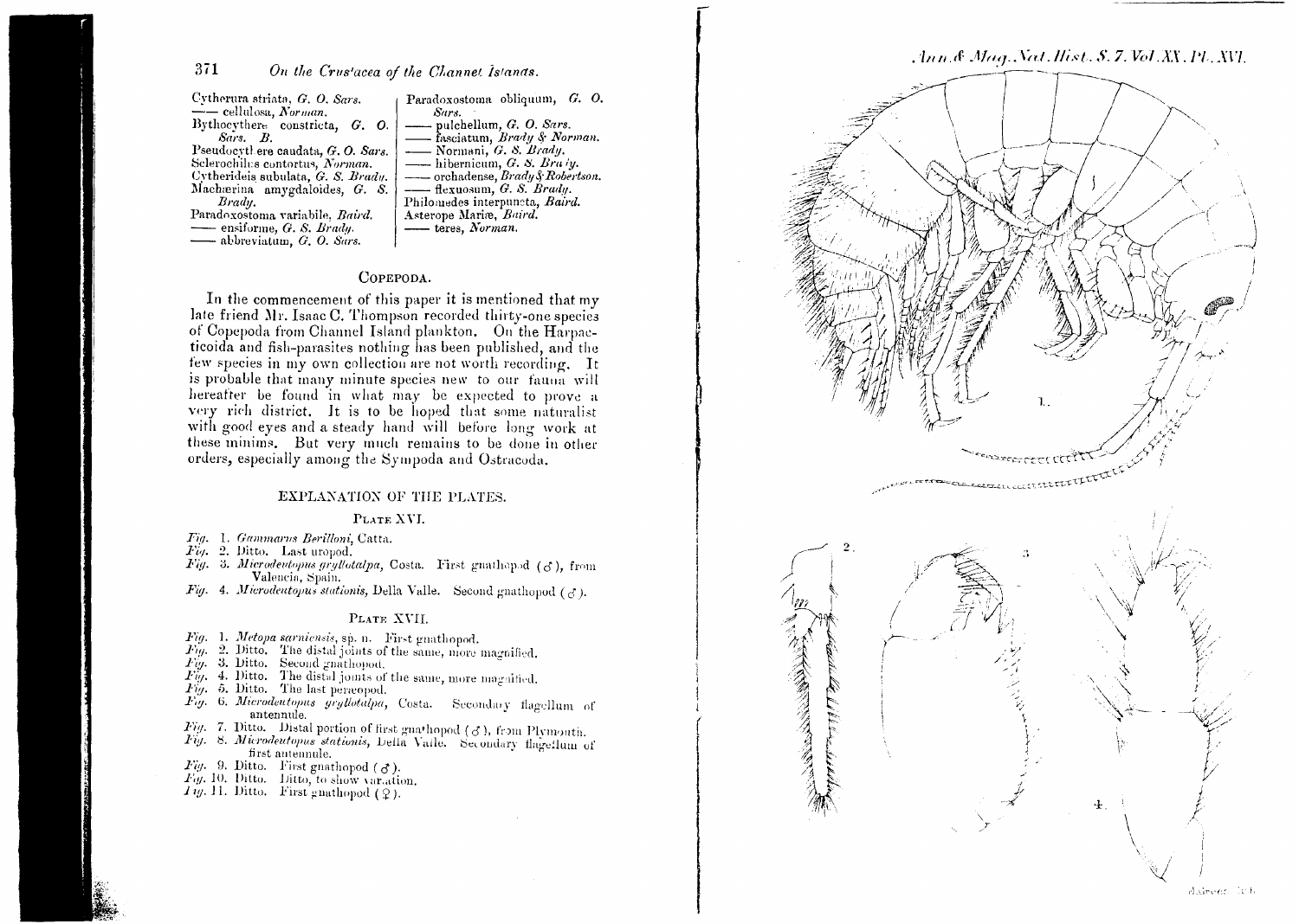Cytherura striata, *G. O. Sars.*
—— cellulosa, *Norman.*
Bythocythere constricta, *G. O. Sars. B.*
Pseudocythere caudata, *G. O. Sars.*
Sclerochilus contortus, *Norman.*
Cytherideis subulata, *G. S. Brady.*
Machærina amygdaloides, *G. S. Brady.*
Paradoxostoma variabile, *Baird.*
—— ensiforme, *G. S. Brady.*
—— abbreviatum, *G. O. Sars.*
Paradoxostoma obliquum, *G. O. Sars.*
—— pulchellum, *G. O. Sars.*
—— fasciatum, *Brady & Norman.*
—— Normani, *G. S. Brady.*
—— hibernicum, *G. S. Brady.*
—— orcadense, *Brady & Robertson.*
—— flexuosum, *G. S. Brady.*
Philomedes interpuncta, *Baird.*
Asterope Mariæ, *Baird.*
—— teres, *Norman.*

## Copepoda.

In the commencement of this paper it is mentioned that my late friend Mr. Isaac C. Thompson recorded thirty-one species of Copepoda from Channel Island plankton. On the Harpacticoida and fish-parasites nothing has been published, and the few species in my own collection are not worth recording. It is probable that many minute species new to our fauna will hereafter be found in what may be expected to prove a very rich district. It is to be hoped that some naturalist with good eyes and a steady hand will before long work at these minims. But very much remains to be done in other orders, especially among the Sympoda and Ostracoda.

## EXPLANATION OF THE PLATES.

### Plate XVI.

*Fig.* 1. *Gammarus Berilloni*, Catta.
*Fig.* 2. Ditto. Last uropod.
*Fig.* 3. *Microdeutopus gryllotalpa*, Costa. First gnathopod (♂), from Valencia, Spain.
*Fig.* 4. *Microdeutopus stationis*, Della Valle. Second gnathopod (♂).

### Plate XVII.

*Fig.* 1. *Metopa sarniensis*, sp. n. First gnathopod.
*Fig.* 2. Ditto. The distal joints of the same, more magnified.
*Fig.* 3. Ditto. Second gnathopod.
*Fig.* 4. Ditto. The distal joints of the same, more magnified.
*Fig.* 5. Ditto. The last peræopod.
*Fig.* 6. *Microdeutopus gryllotalpa*, Costa. Secondary flagellum of antennule.
*Fig.* 7. Ditto. Distal portion of first gnathopod (♂), from Plymouth.
*Fig.* 8. *Microdeutopus stationis*, Della Valle. Secondary flagellum of first antennule.
*Fig.* 9. Ditto. First gnathopod (♂).
*Fig.* 10. Ditto. Ditto, to show variation.
*Fig.* 11. Ditto. First gnathopod (♀).

Ann. & Mag. Nat. Hist. S. 7. Vol. XX. Pl. XVI.

1.

2.

3

4.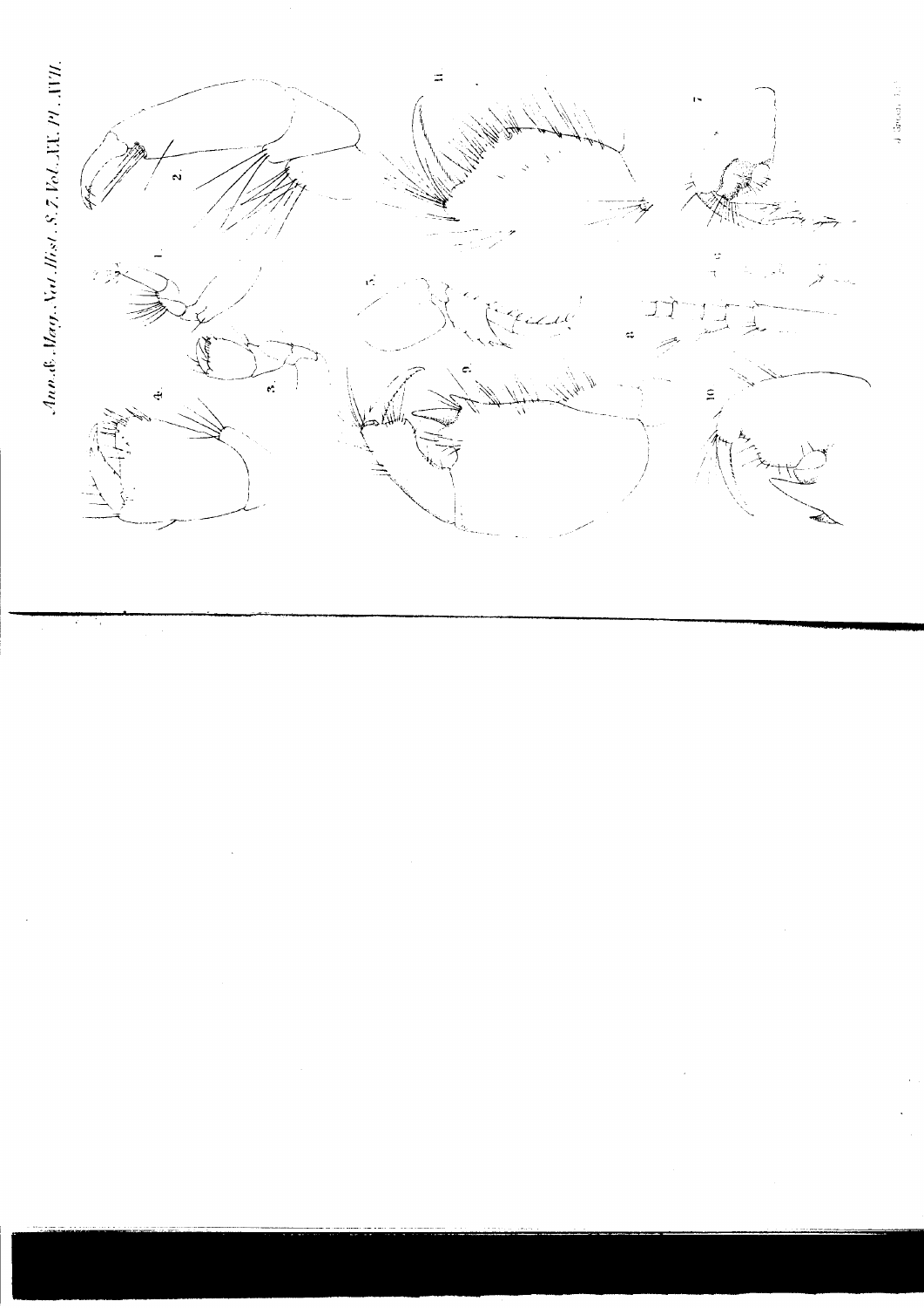Ann. & Mag. Nat. Hist. S. 7. Vol. XX. Pl. XVII.

2

11

1

7

5

3

4

6

8

9

10